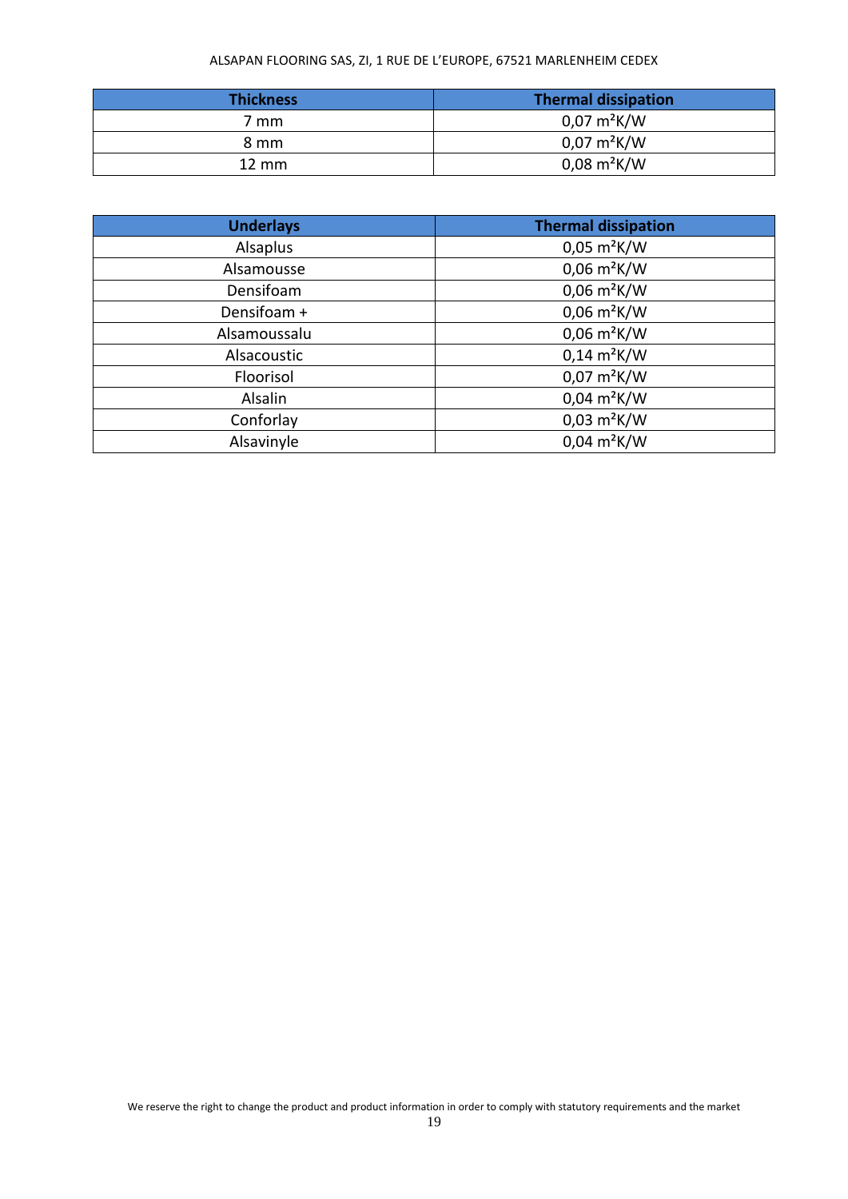| Thickness | Thermal dissipation |
| --- | --- |
| 7 mm | 0,07 $m^2K/W$ |
| 8 mm | 0,07 $m^2K/W$ |
| 12 mm | 0,08 $m^2K/W$ |

| Underlays | Thermal dissipation |
| --- | --- |
| Alsaplus | 0,05 $m^2K/W$ |
| Alsamousse | 0,06 $m^2K/W$ |
| Densifoam | 0,06 $m^2K/W$ |
| Densifoam + | 0,06 $m^2K/W$ |
| Alsamoussalu | 0,06 $m^2K/W$ |
| Alsacoustic | 0,14 $m^2K/W$ |
| Floorisol | 0,07 $m^2K/W$ |
| Alsalin | 0,04 $m^2K/W$ |
| Conforlay | 0,03 $m^2K/W$ |
| Alsavinyle | 0,04 $m^2K/W$ |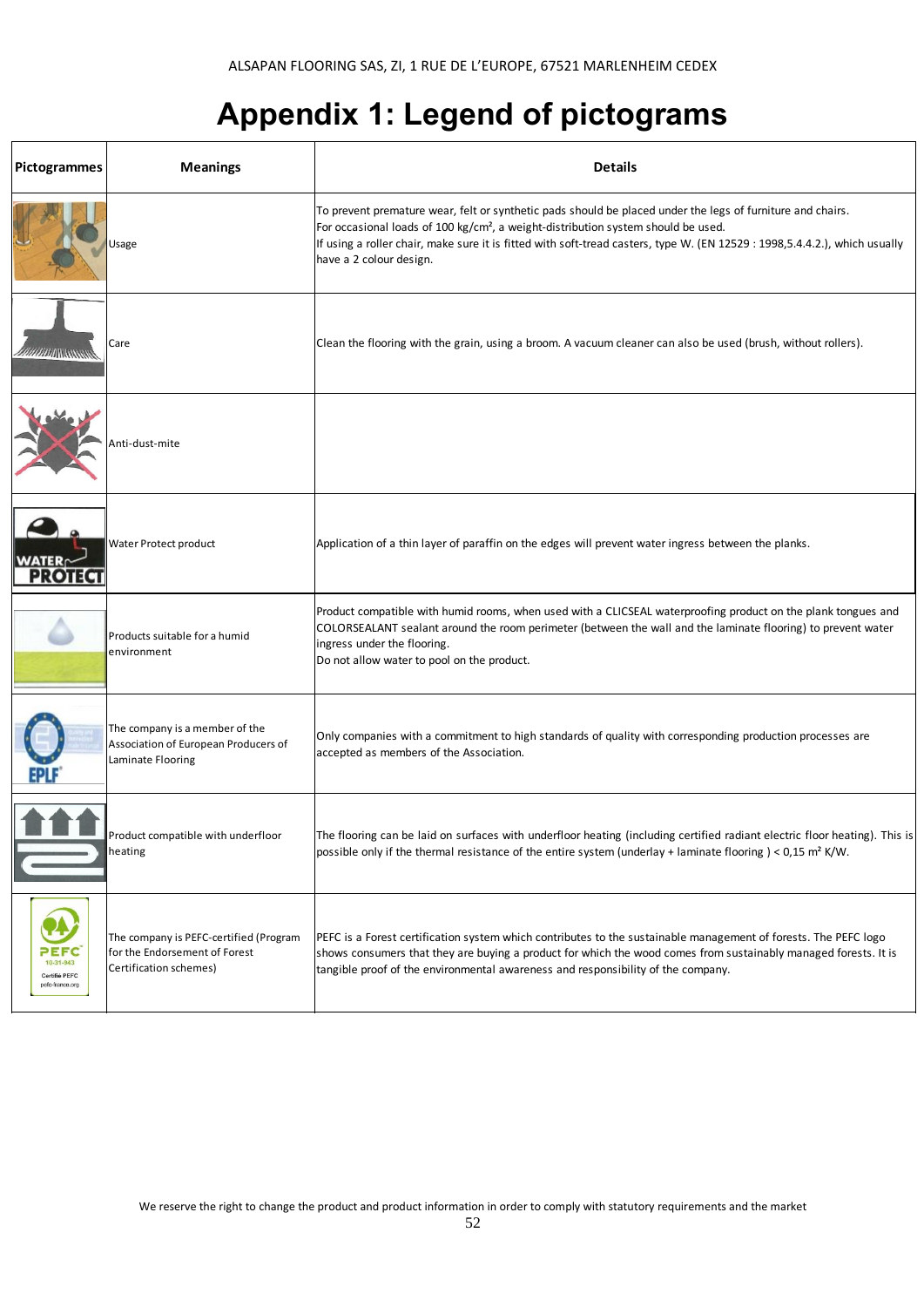ALSAPAN FLOORING SAS, ZI, 1 RUE DE L'EUROPE, 67521 MARLENHEIM CEDEX

# Appendix 1: Legend of pictograms

| Pictogrammes | Meanings | Details |
| --- | --- | --- |
| | Usage | To prevent premature wear, felt or synthetic pads should be placed under the legs of furniture and chairs.<br>For occasional loads of 100 kg/cm², a weight-distribution system should be used.<br>If using a roller chair, make sure it is fitted with soft-tread casters, type W. (EN 12529 : 1998,5.4.4.2.), which usually have a 2 colour design. |
| | Care | Clean the flooring with the grain, using a broom. A vacuum cleaner can also be used (brush, without rollers). |
| | Anti-dust-mite | |
| | Water Protect product | Application of a thin layer of paraffin on the edges will prevent water ingress between the planks. |
| | Products suitable for a humid environment | Product compatible with humid rooms, when used with a CLICSEAL waterproofing product on the plank tongues and COLORSEALANT sealant around the room perimeter (between the wall and the laminate flooring) to prevent water ingress under the flooring.<br>Do not allow water to pool on the product. |
| | The company is a member of the Association of European Producers of Laminate Flooring | Only companies with a commitment to high standards of quality with corresponding production processes are accepted as members of the Association. |
| | Product compatible with underfloor heating | The flooring can be laid on surfaces with underfloor heating (including certified radiant electric floor heating). This is possible only if the thermal resistance of the entire system (underlay + laminate flooring ) < 0,15 m² K/W. |
| | The company is PEFC-certified (Program for the Endorsement of Forest Certification schemes) | PEFC is a Forest certification system which contributes to the sustainable management of forests. The PEFC logo shows consumers that they are buying a product for which the wood comes from sustainably managed forests. It is tangible proof of the environmental awareness and responsibility of the company. |

We reserve the right to change the product and product information in order to comply with statutory requirements and the market